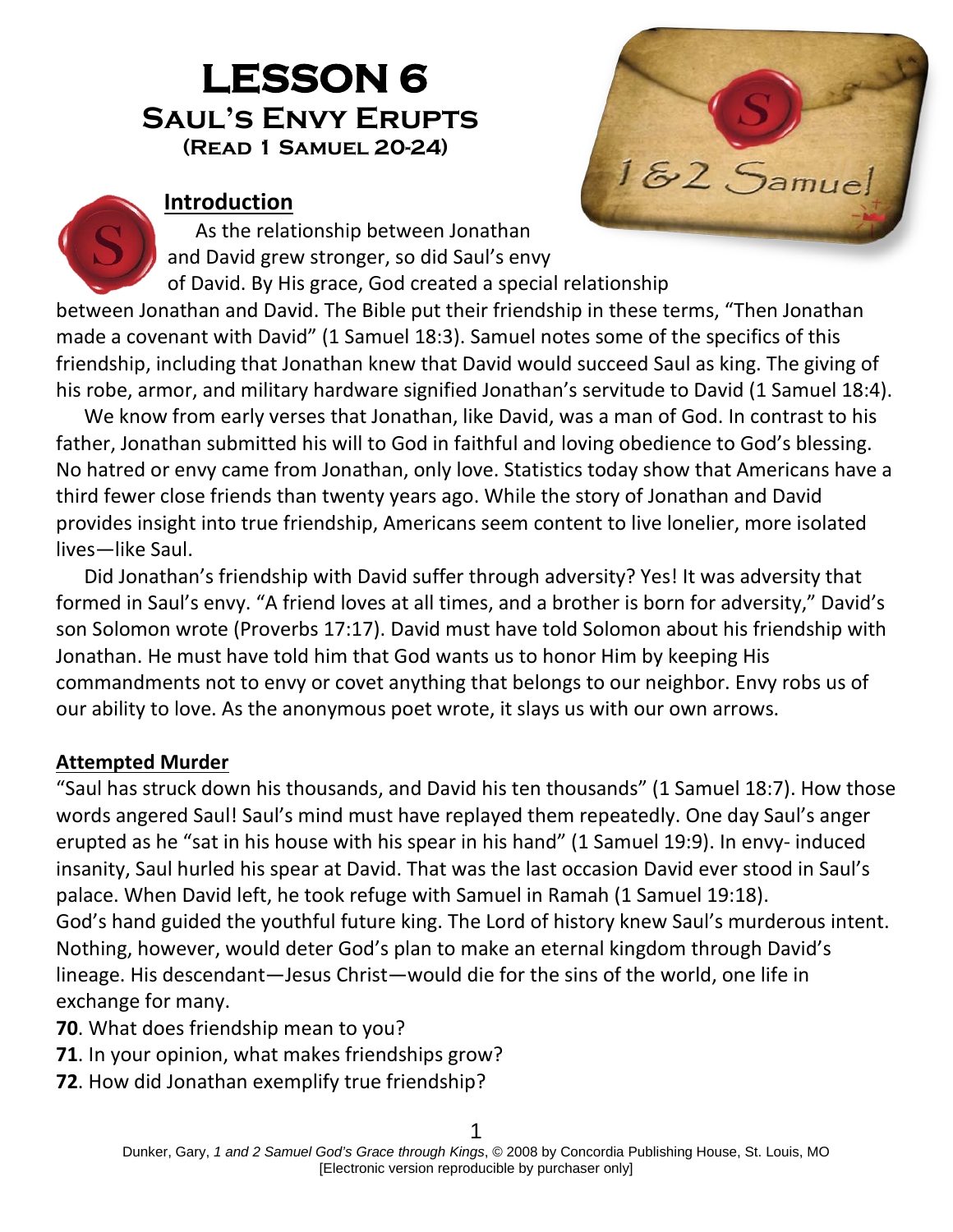# LESSON 6

## Saul's Envy Erupts

### (Read 1 Samuel 20-24)

### Introduction

As the relationship between Jonathan and David grew stronger, so did Saul's envy of David. By His grace, God created a special relationship between Jonathan and David. The Bible put their friendship in these terms, "Then Jonathan made a covenant with David" (1 Samuel 18:3). Samuel notes some of the specifics of this friendship, including that Jonathan knew that David would succeed Saul as king. The giving of his robe, armor, and military hardware signified Jonathan's servitude to David (1 Samuel 18:4).

We know from early verses that Jonathan, like David, was a man of God. In contrast to his father, Jonathan submitted his will to God in faithful and loving obedience to God's blessing. No hatred or envy came from Jonathan, only love. Statistics today show that Americans have a third fewer close friends than twenty years ago. While the story of Jonathan and David provides insight into true friendship, Americans seem content to live lonelier, more isolated lives—like Saul.

Did Jonathan's friendship with David suffer through adversity? Yes! It was adversity that formed in Saul's envy. "A friend loves at all times, and a brother is born for adversity," David's son Solomon wrote (Proverbs 17:17). David must have told Solomon about his friendship with Jonathan. He must have told him that God wants us to honor Him by keeping His commandments not to envy or covet anything that belongs to our neighbor. Envy robs us of our ability to love. As the anonymous poet wrote, it slays us with our own arrows.

### Attempted Murder

"Saul has struck down his thousands, and David his ten thousands" (1 Samuel 18:7). How those words angered Saul! Saul's mind must have replayed them repeatedly. One day Saul's anger erupted as he "sat in his house with his spear in his hand" (1 Samuel 19:9). In envy- induced insanity, Saul hurled his spear at David. That was the last occasion David ever stood in Saul's palace. When David left, he took refuge with Samuel in Ramah (1 Samuel 19:18).
God's hand guided the youthful future king. The Lord of history knew Saul's murderous intent. Nothing, however, would deter God's plan to make an eternal kingdom through David's lineage. His descendant—Jesus Christ—would die for the sins of the world, one life in exchange for many.

**70**. What does friendship mean to you?

**71**. In your opinion, what makes friendships grow?

**72**. How did Jonathan exemplify true friendship?

Dunker, Gary, *1 and 2 Samuel God's Grace through Kings*, © 2008 by Concordia Publishing House, St. Louis, MO
[Electronic version reproducible by purchaser only]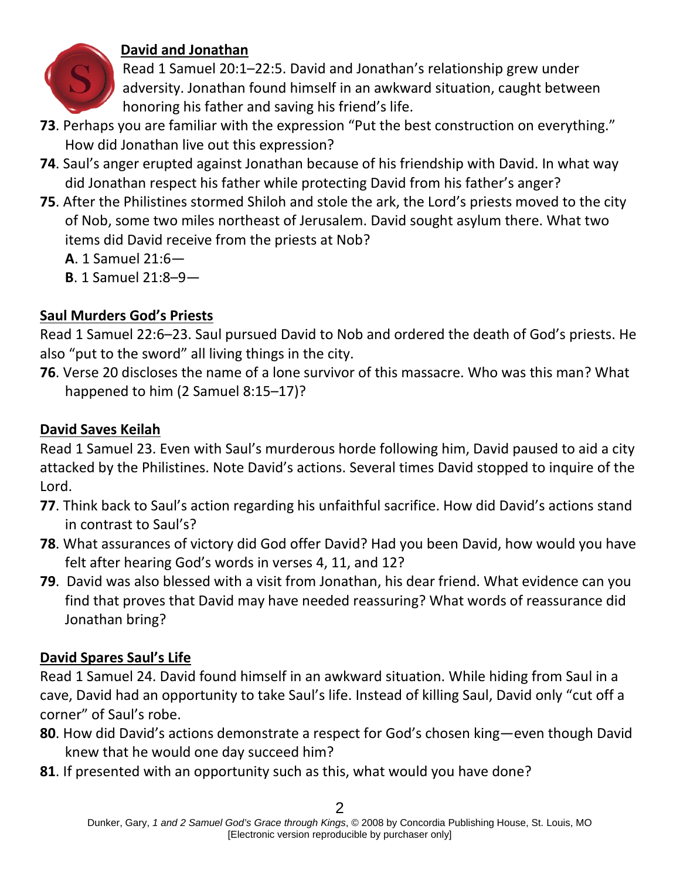## David and Jonathan

Read 1 Samuel 20:1–22:5. David and Jonathan's relationship grew under adversity. Jonathan found himself in an awkward situation, caught between honoring his father and saving his friend's life.

**73**. Perhaps you are familiar with the expression "Put the best construction on everything." How did Jonathan live out this expression?

**74**. Saul's anger erupted against Jonathan because of his friendship with David. In what way did Jonathan respect his father while protecting David from his father's anger?

**75**. After the Philistines stormed Shiloh and stole the ark, the Lord's priests moved to the city of Nob, some two miles northeast of Jerusalem. David sought asylum there. What two items did David receive from the priests at Nob?

**A**. 1 Samuel 21:6—

**B**. 1 Samuel 21:8–9—

## Saul Murders God's Priests

Read 1 Samuel 22:6–23. Saul pursued David to Nob and ordered the death of God's priests. He also "put to the sword" all living things in the city.

**76**. Verse 20 discloses the name of a lone survivor of this massacre. Who was this man? What happened to him (2 Samuel 8:15–17)?

## David Saves Keilah

Read 1 Samuel 23. Even with Saul's murderous horde following him, David paused to aid a city attacked by the Philistines. Note David's actions. Several times David stopped to inquire of the Lord.

**77**. Think back to Saul's action regarding his unfaithful sacrifice. How did David's actions stand in contrast to Saul's?

**78**. What assurances of victory did God offer David? Had you been David, how would you have felt after hearing God's words in verses 4, 11, and 12?

**79**. David was also blessed with a visit from Jonathan, his dear friend. What evidence can you find that proves that David may have needed reassuring? What words of reassurance did Jonathan bring?

## David Spares Saul's Life

Read 1 Samuel 24. David found himself in an awkward situation. While hiding from Saul in a cave, David had an opportunity to take Saul's life. Instead of killing Saul, David only "cut off a corner" of Saul's robe.

**80**. How did David's actions demonstrate a respect for God's chosen king—even though David knew that he would one day succeed him?

**81**. If presented with an opportunity such as this, what would you have done?

Dunker, Gary, *1 and 2 Samuel God's Grace through Kings*, © 2008 by Concordia Publishing House, St. Louis, MO
[Electronic version reproducible by purchaser only]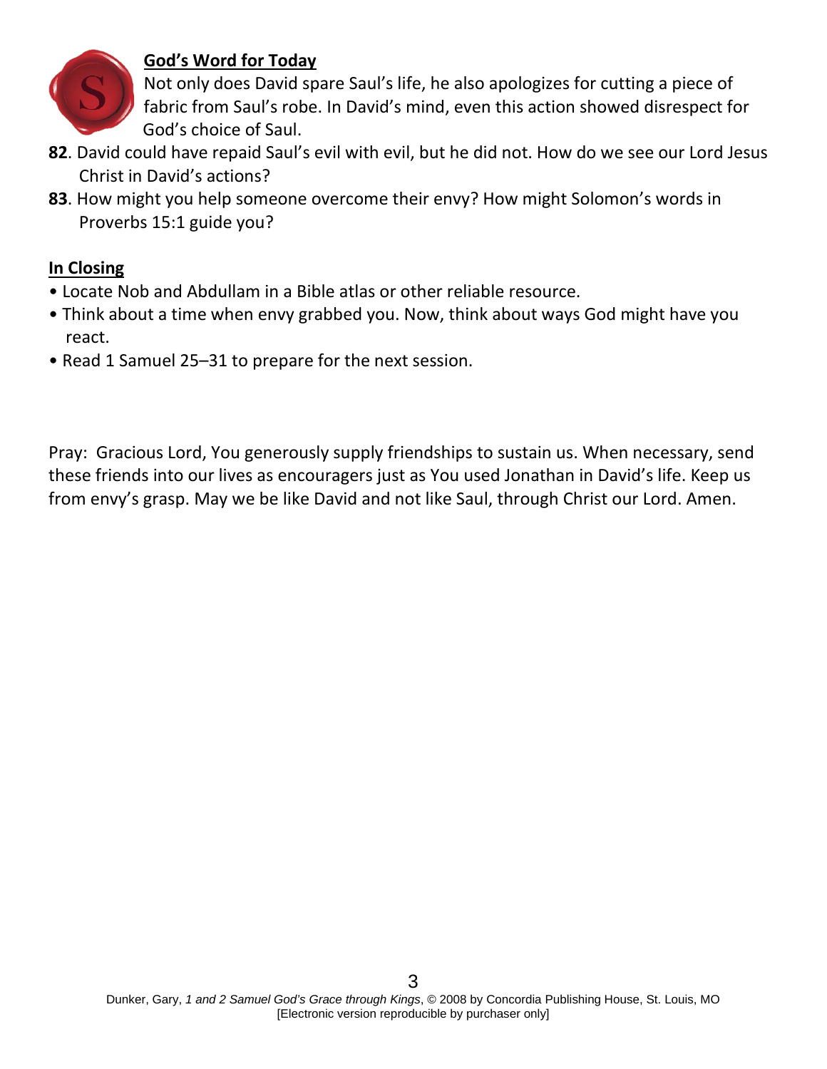**God's Word for Today**

Not only does David spare Saul's life, he also apologizes for cutting a piece of fabric from Saul's robe. In David's mind, even this action showed disrespect for God's choice of Saul.

**82**. David could have repaid Saul's evil with evil, but he did not. How do we see our Lord Jesus Christ in David's actions?

**83**. How might you help someone overcome their envy? How might Solomon's words in Proverbs 15:1 guide you?

**In Closing**

- Locate Nob and Abdullam in a Bible atlas or other reliable resource.
- Think about a time when envy grabbed you. Now, think about ways God might have you react.
- Read 1 Samuel 25–31 to prepare for the next session.

Pray: Gracious Lord, You generously supply friendships to sustain us. When necessary, send these friends into our lives as encouragers just as You used Jonathan in David's life. Keep us from envy's grasp. May we be like David and not like Saul, through Christ our Lord. Amen.

Dunker, Gary, *1 and 2 Samuel God's Grace through Kings*, © 2008 by Concordia Publishing House, St. Louis, MO
[Electronic version reproducible by purchaser only]